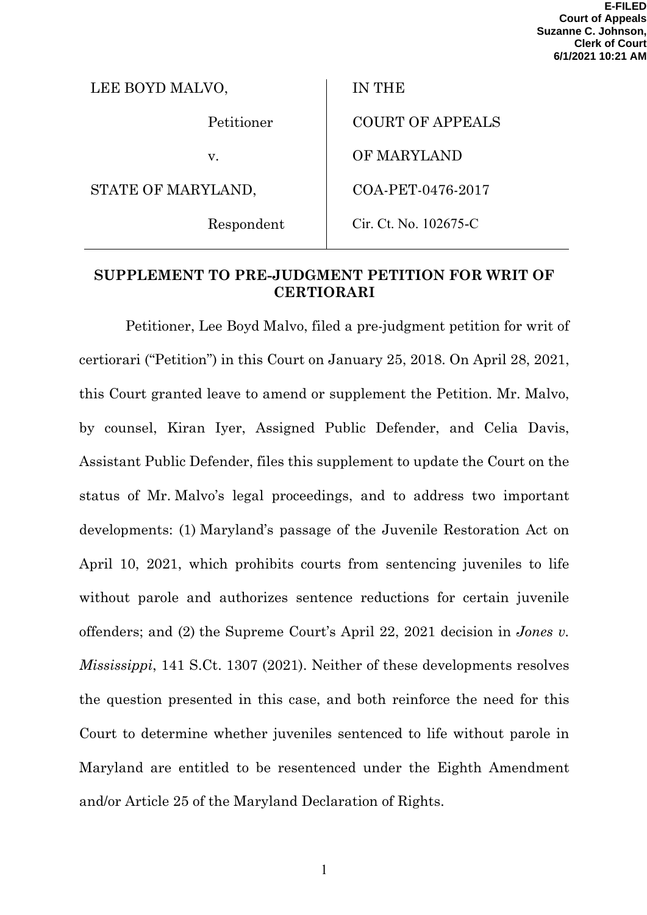**E-FILED**
**Court of Appeals**
**Suzanne C. Johnson,**
**Clerk of Court**
**6/1/2021 10:21 AM**

| | |
|---|---|
| LEE BOYD MALVO, | IN THE |
| Petitioner | COURT OF APPEALS |
| v. | OF MARYLAND |
| STATE OF MARYLAND, | COA-PET-0476-2017 |
| Respondent | Cir. Ct. No. 102675-C |

## SUPPLEMENT TO PRE-JUDGMENT PETITION FOR WRIT OF CERTIORARI

Petitioner, Lee Boyd Malvo, filed a pre-judgment petition for writ of certiorari ("Petition") in this Court on January 25, 2018. On April 28, 2021, this Court granted leave to amend or supplement the Petition. Mr. Malvo, by counsel, Kiran Iyer, Assigned Public Defender, and Celia Davis, Assistant Public Defender, files this supplement to update the Court on the status of Mr. Malvo's legal proceedings, and to address two important developments: (1) Maryland's passage of the Juvenile Restoration Act on April 10, 2021, which prohibits courts from sentencing juveniles to life without parole and authorizes sentence reductions for certain juvenile offenders; and (2) the Supreme Court's April 22, 2021 decision in *Jones v. Mississippi*, 141 S.Ct. 1307 (2021). Neither of these developments resolves the question presented in this case, and both reinforce the need for this Court to determine whether juveniles sentenced to life without parole in Maryland are entitled to be resentenced under the Eighth Amendment and/or Article 25 of the Maryland Declaration of Rights.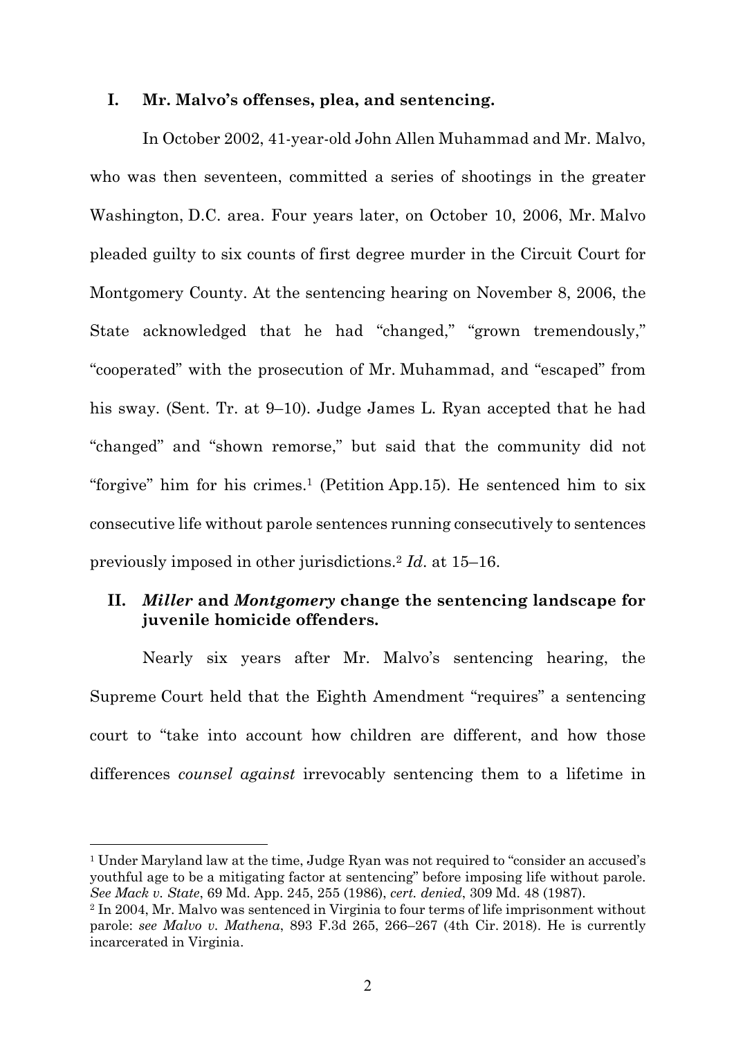## I. Mr. Malvo's offenses, plea, and sentencing.

In October 2002, 41-year-old John Allen Muhammad and Mr. Malvo, who was then seventeen, committed a series of shootings in the greater Washington, D.C. area. Four years later, on October 10, 2006, Mr. Malvo pleaded guilty to six counts of first degree murder in the Circuit Court for Montgomery County. At the sentencing hearing on November 8, 2006, the State acknowledged that he had "changed," "grown tremendously," "cooperated" with the prosecution of Mr. Muhammad, and "escaped" from his sway. (Sent. Tr. at 9–10). Judge James L. Ryan accepted that he had "changed" and "shown remorse," but said that the community did not "forgive" him for his crimes.[1] (Petition App.15). He sentenced him to six consecutive life without parole sentences running consecutively to sentences previously imposed in other jurisdictions.[2] *Id*. at 15–16.

## II. *Miller* and *Montgomery* change the sentencing landscape for juvenile homicide offenders.

Nearly six years after Mr. Malvo's sentencing hearing, the Supreme Court held that the Eighth Amendment "requires" a sentencing court to "take into account how children are different, and how those differences *counsel against* irrevocably sentencing them to a lifetime in

---

[1] Under Maryland law at the time, Judge Ryan was not required to "consider an accused's youthful age to be a mitigating factor at sentencing" before imposing life without parole. *See Mack v. State*, 69 Md. App. 245, 255 (1986), *cert. denied*, 309 Md. 48 (1987).

[2] In 2004, Mr. Malvo was sentenced in Virginia to four terms of life imprisonment without parole: *see Malvo v. Mathena*, 893 F.3d 265, 266–267 (4th Cir. 2018). He is currently incarcerated in Virginia.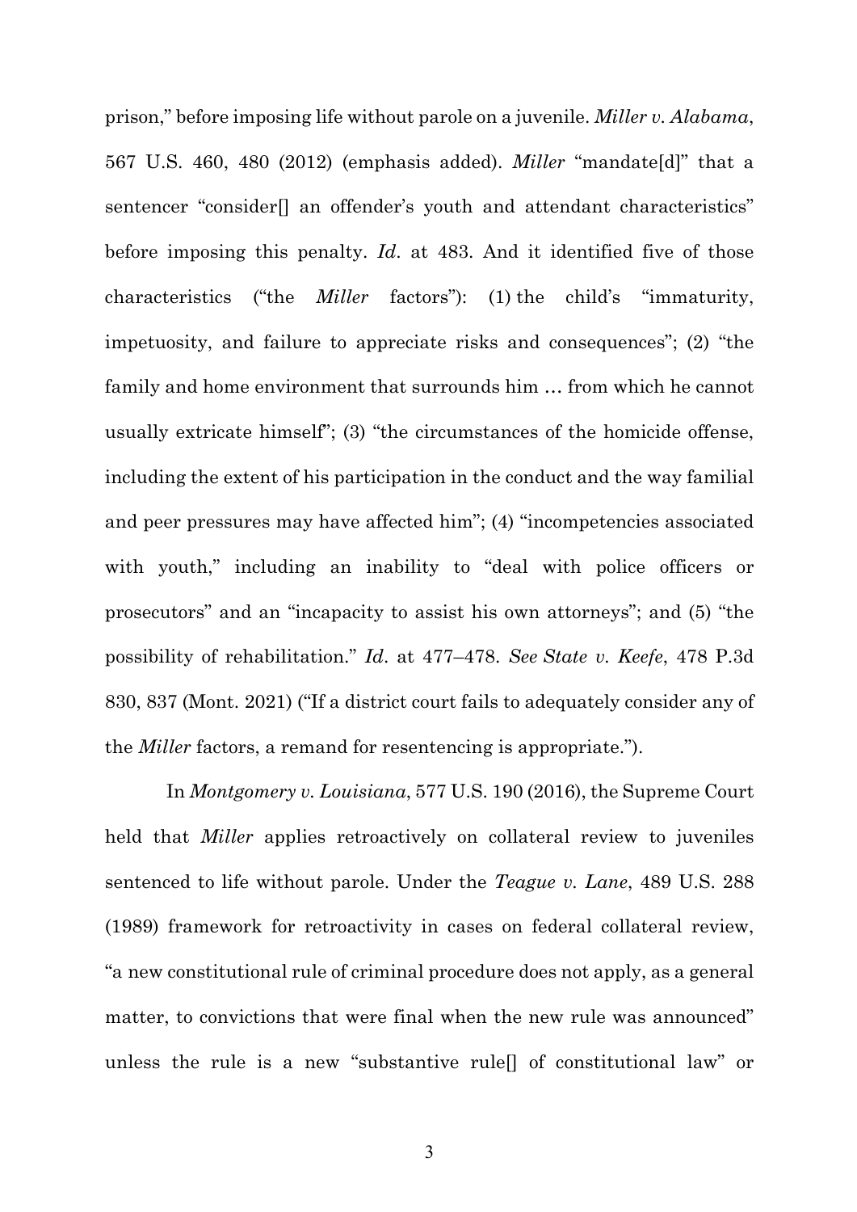prison," before imposing life without parole on a juvenile. *Miller v. Alabama*, 567 U.S. 460, 480 (2012) (emphasis added). *Miller* "mandate[d]" that a sentencer "consider[] an offender's youth and attendant characteristics" before imposing this penalty. *Id*. at 483. And it identified five of those characteristics ("the *Miller* factors"): (1) the child's "immaturity, impetuosity, and failure to appreciate risks and consequences"; (2) "the family and home environment that surrounds him … from which he cannot usually extricate himself"; (3) "the circumstances of the homicide offense, including the extent of his participation in the conduct and the way familial and peer pressures may have affected him"; (4) "incompetencies associated with youth," including an inability to "deal with police officers or prosecutors" and an "incapacity to assist his own attorneys"; and (5) "the possibility of rehabilitation." *Id*. at 477–478. *See State v. Keefe*, 478 P.3d 830, 837 (Mont. 2021) ("If a district court fails to adequately consider any of the *Miller* factors, a remand for resentencing is appropriate.").

In *Montgomery v. Louisiana*, 577 U.S. 190 (2016), the Supreme Court held that *Miller* applies retroactively on collateral review to juveniles sentenced to life without parole. Under the *Teague v. Lane*, 489 U.S. 288 (1989) framework for retroactivity in cases on federal collateral review, "a new constitutional rule of criminal procedure does not apply, as a general matter, to convictions that were final when the new rule was announced" unless the rule is a new "substantive rule[] of constitutional law" or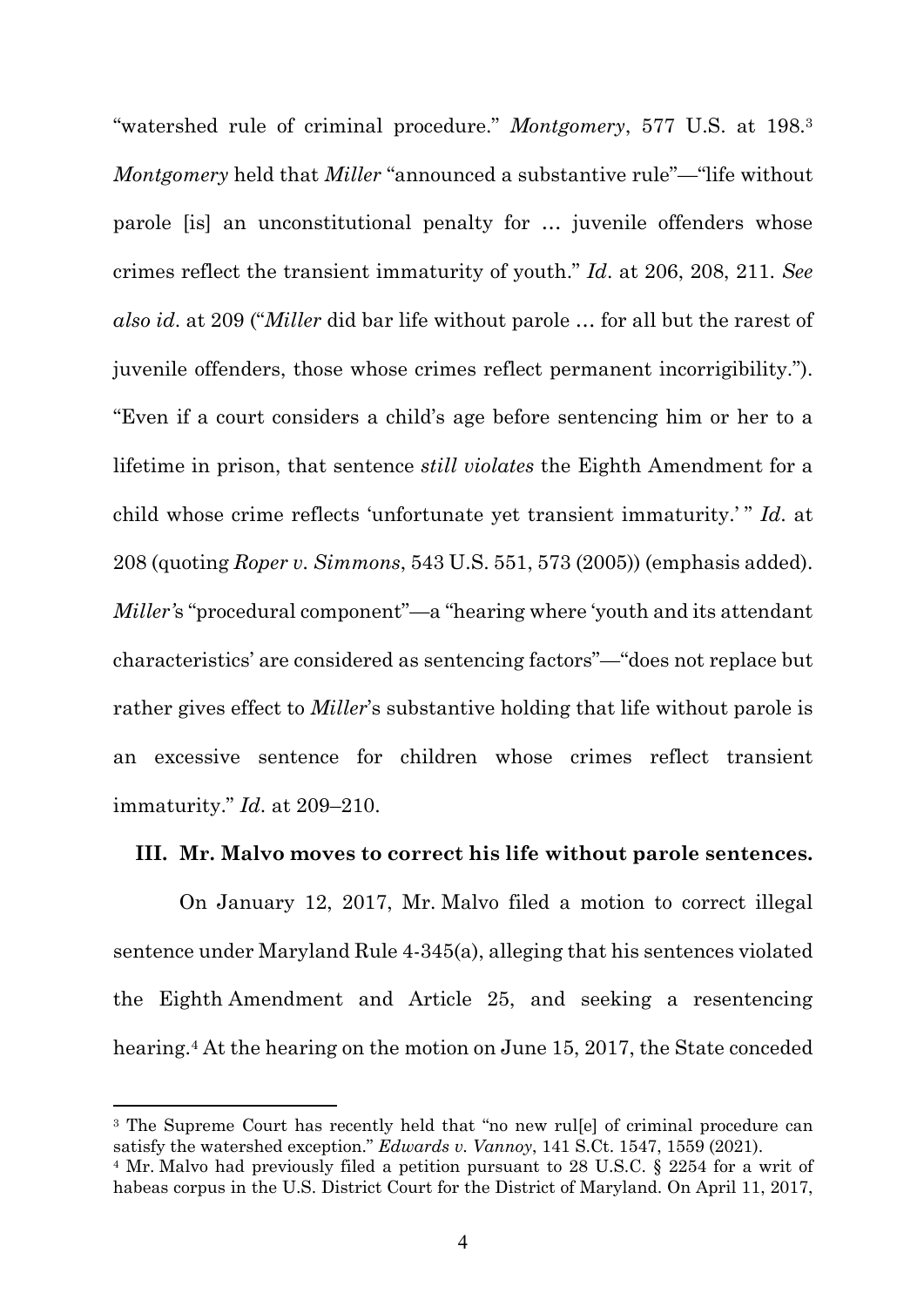"watershed rule of criminal procedure." *Montgomery*, 577 U.S. at 198.[3] *Montgomery* held that *Miller* "announced a substantive rule"—"life without parole [is] an unconstitutional penalty for … juvenile offenders whose crimes reflect the transient immaturity of youth." *Id*. at 206, 208, 211. *See also id*. at 209 ("*Miller* did bar life without parole … for all but the rarest of juvenile offenders, those whose crimes reflect permanent incorrigibility."). "Even if a court considers a child's age before sentencing him or her to a lifetime in prison, that sentence *still violates* the Eighth Amendment for a child whose crime reflects 'unfortunate yet transient immaturity.' " *Id*. at 208 (quoting *Roper v. Simmons*, 543 U.S. 551, 573 (2005)) (emphasis added). *Miller's* "procedural component"—a "hearing where 'youth and its attendant characteristics' are considered as sentencing factors"—"does not replace but rather gives effect to *Miller*'s substantive holding that life without parole is an excessive sentence for children whose crimes reflect transient immaturity." *Id*. at 209–210.

### III. Mr. Malvo moves to correct his life without parole sentences.

On January 12, 2017, Mr. Malvo filed a motion to correct illegal sentence under Maryland Rule 4-345(a), alleging that his sentences violated the Eighth Amendment and Article 25, and seeking a resentencing hearing.[4] At the hearing on the motion on June 15, 2017, the State conceded

---

[3] The Supreme Court has recently held that "no new rul[e] of criminal procedure can satisfy the watershed exception." *Edwards v. Vannoy*, 141 S.Ct. 1547, 1559 (2021).

[4] Mr. Malvo had previously filed a petition pursuant to 28 U.S.C. § 2254 for a writ of habeas corpus in the U.S. District Court for the District of Maryland. On April 11, 2017,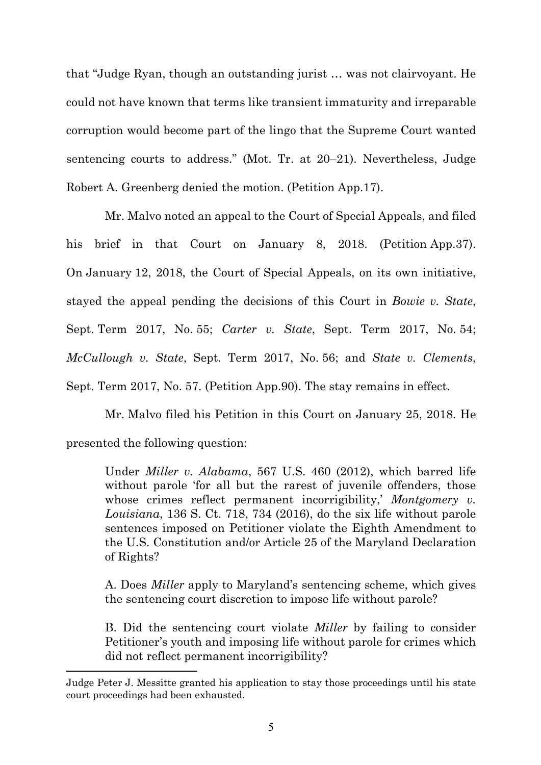that "Judge Ryan, though an outstanding jurist … was not clairvoyant. He could not have known that terms like transient immaturity and irreparable corruption would become part of the lingo that the Supreme Court wanted sentencing courts to address." (Mot. Tr. at 20–21). Nevertheless, Judge Robert A. Greenberg denied the motion. (Petition App.17).

Mr. Malvo noted an appeal to the Court of Special Appeals, and filed his brief in that Court on January 8, 2018. (Petition App.37). On January 12, 2018, the Court of Special Appeals, on its own initiative, stayed the appeal pending the decisions of this Court in *Bowie v. State*, Sept. Term 2017, No. 55; *Carter v. State*, Sept. Term 2017, No. 54; *McCullough v. State*, Sept. Term 2017, No. 56; and *State v. Clements*, Sept. Term 2017, No. 57. (Petition App.90). The stay remains in effect.

Mr. Malvo filed his Petition in this Court on January 25, 2018. He presented the following question:

> Under *Miller v. Alabama*, 567 U.S. 460 (2012), which barred life without parole 'for all but the rarest of juvenile offenders, those whose crimes reflect permanent incorrigibility,' *Montgomery v. Louisiana*, 136 S. Ct. 718, 734 (2016), do the six life without parole sentences imposed on Petitioner violate the Eighth Amendment to the U.S. Constitution and/or Article 25 of the Maryland Declaration of Rights?
>
> A. Does *Miller* apply to Maryland's sentencing scheme, which gives the sentencing court discretion to impose life without parole?
>
> B. Did the sentencing court violate *Miller* by failing to consider Petitioner's youth and imposing life without parole for crimes which did not reflect permanent incorrigibility?

---

Judge Peter J. Messitte granted his application to stay those proceedings until his state court proceedings had been exhausted.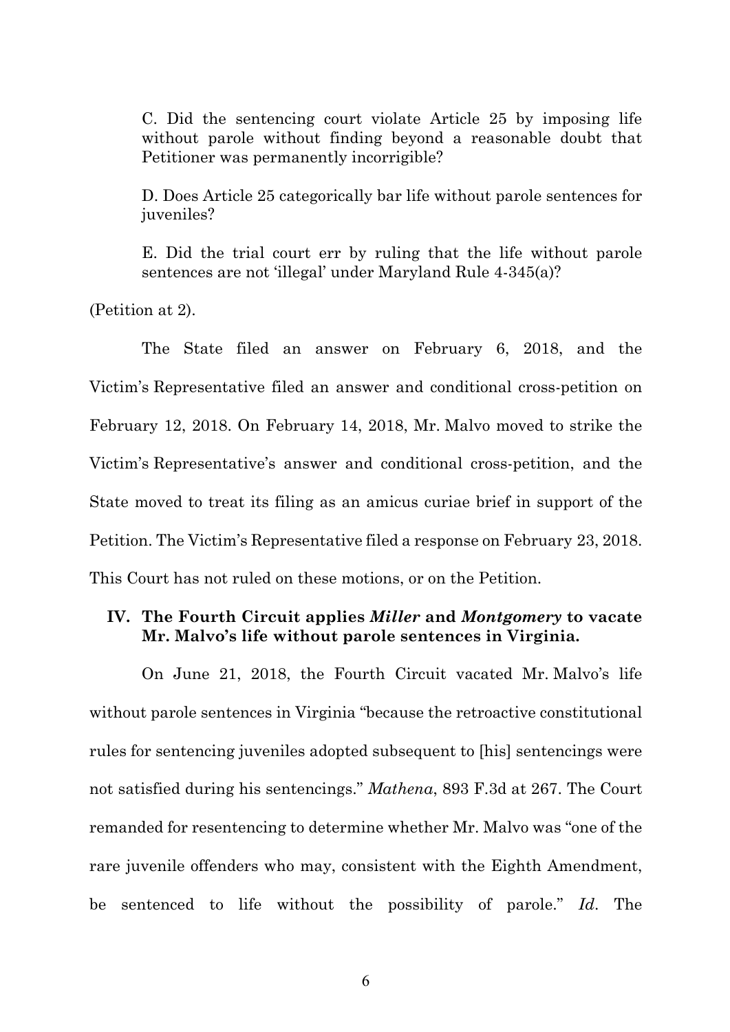C. Did the sentencing court violate Article 25 by imposing life without parole without finding beyond a reasonable doubt that Petitioner was permanently incorrigible?

D. Does Article 25 categorically bar life without parole sentences for juveniles?

E. Did the trial court err by ruling that the life without parole sentences are not 'illegal' under Maryland Rule 4-345(a)?

(Petition at 2).

The State filed an answer on February 6, 2018, and the Victim's Representative filed an answer and conditional cross-petition on February 12, 2018. On February 14, 2018, Mr. Malvo moved to strike the Victim's Representative's answer and conditional cross-petition, and the State moved to treat its filing as an amicus curiae brief in support of the Petition. The Victim's Representative filed a response on February 23, 2018. This Court has not ruled on these motions, or on the Petition.

## IV. The Fourth Circuit applies *Miller* and *Montgomery* to vacate Mr. Malvo's life without parole sentences in Virginia.

On June 21, 2018, the Fourth Circuit vacated Mr. Malvo's life without parole sentences in Virginia "because the retroactive constitutional rules for sentencing juveniles adopted subsequent to [his] sentencings were not satisfied during his sentencings." *Mathena*, 893 F.3d at 267. The Court remanded for resentencing to determine whether Mr. Malvo was "one of the rare juvenile offenders who may, consistent with the Eighth Amendment, be sentenced to life without the possibility of parole." *Id*. The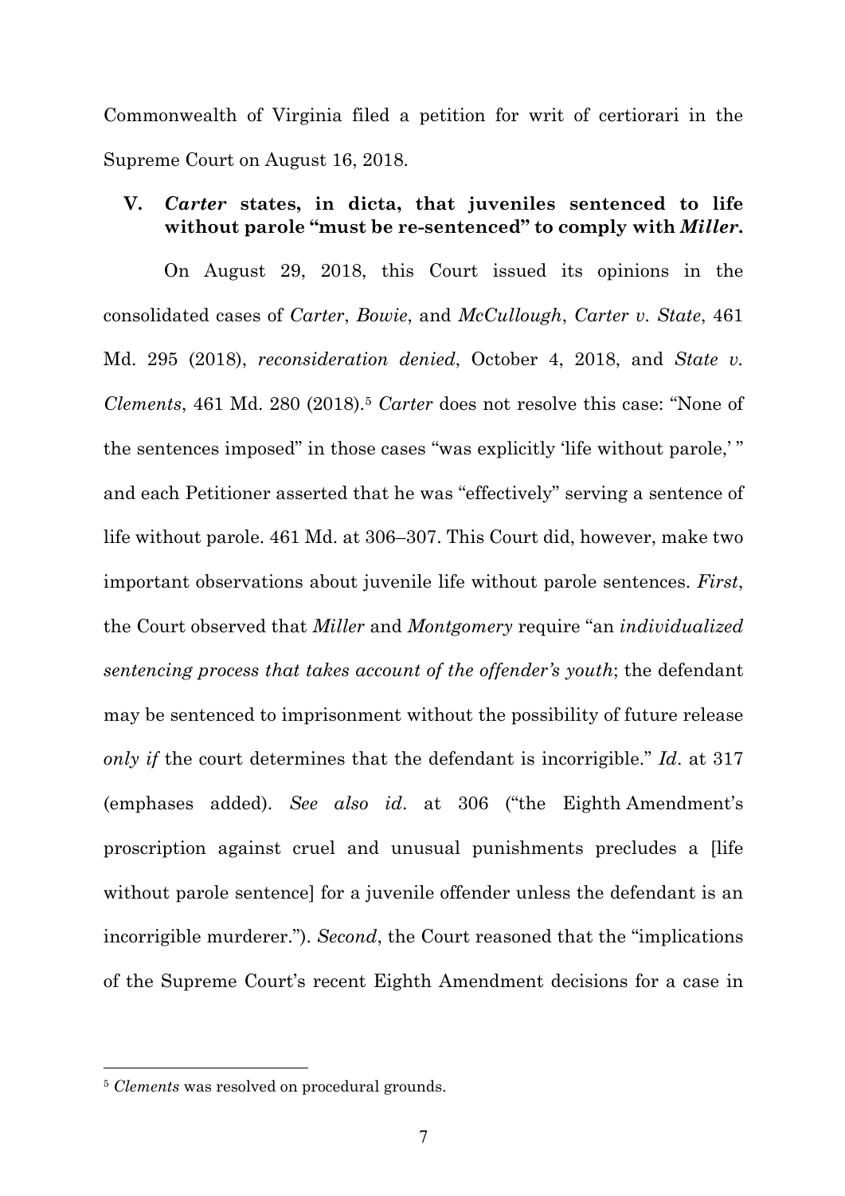Commonwealth of Virginia filed a petition for writ of certiorari in the Supreme Court on August 16, 2018.

### V. *Carter* states, in dicta, that juveniles sentenced to life without parole "must be re-sentenced" to comply with *Miller*.

On August 29, 2018, this Court issued its opinions in the consolidated cases of *Carter*, *Bowie*, and *McCullough*, *Carter v. State*, 461 Md. 295 (2018), *reconsideration denied*, October 4, 2018, and *State v. Clements*, 461 Md. 280 (2018).[5] *Carter* does not resolve this case: "None of the sentences imposed" in those cases "was explicitly 'life without parole,' " and each Petitioner asserted that he was "effectively" serving a sentence of life without parole. 461 Md. at 306–307. This Court did, however, make two important observations about juvenile life without parole sentences. *First*, the Court observed that *Miller* and *Montgomery* require "an *individualized sentencing process that takes account of the offender's youth*; the defendant may be sentenced to imprisonment without the possibility of future release *only if* the court determines that the defendant is incorrigible." *Id*. at 317 (emphases added). *See also id*. at 306 ("the Eighth Amendment's proscription against cruel and unusual punishments precludes a [life without parole sentence] for a juvenile offender unless the defendant is an incorrigible murderer."). *Second*, the Court reasoned that the "implications of the Supreme Court's recent Eighth Amendment decisions for a case in

---

[5] *Clements* was resolved on procedural grounds.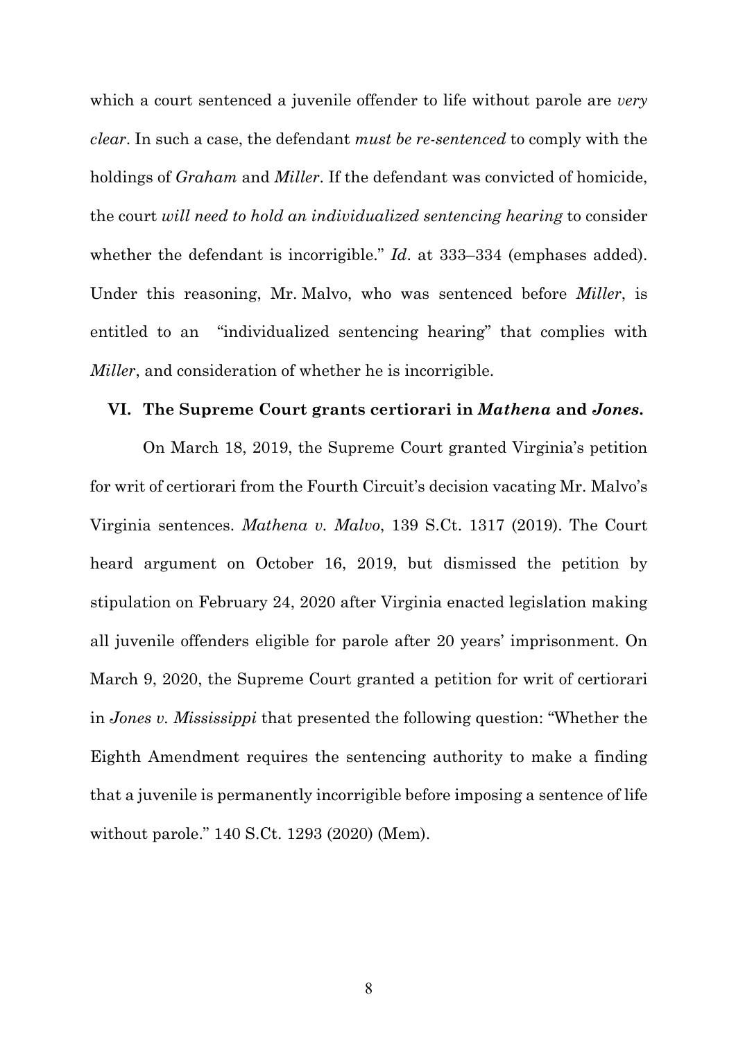which a court sentenced a juvenile offender to life without parole are *very clear*. In such a case, the defendant *must be re-sentenced* to comply with the holdings of *Graham* and *Miller*. If the defendant was convicted of homicide, the court *will need to hold an individualized sentencing hearing* to consider whether the defendant is incorrigible." *Id*. at 333–334 (emphases added). Under this reasoning, Mr. Malvo, who was sentenced before *Miller*, is entitled to an "individualized sentencing hearing" that complies with *Miller*, and consideration of whether he is incorrigible.

### VI. The Supreme Court grants certiorari in *Mathena* and *Jones.*

On March 18, 2019, the Supreme Court granted Virginia's petition for writ of certiorari from the Fourth Circuit's decision vacating Mr. Malvo's Virginia sentences. *Mathena v. Malvo*, 139 S.Ct. 1317 (2019). The Court heard argument on October 16, 2019, but dismissed the petition by stipulation on February 24, 2020 after Virginia enacted legislation making all juvenile offenders eligible for parole after 20 years' imprisonment. On March 9, 2020, the Supreme Court granted a petition for writ of certiorari in *Jones v. Mississippi* that presented the following question: "Whether the Eighth Amendment requires the sentencing authority to make a finding that a juvenile is permanently incorrigible before imposing a sentence of life without parole." 140 S.Ct. 1293 (2020) (Mem).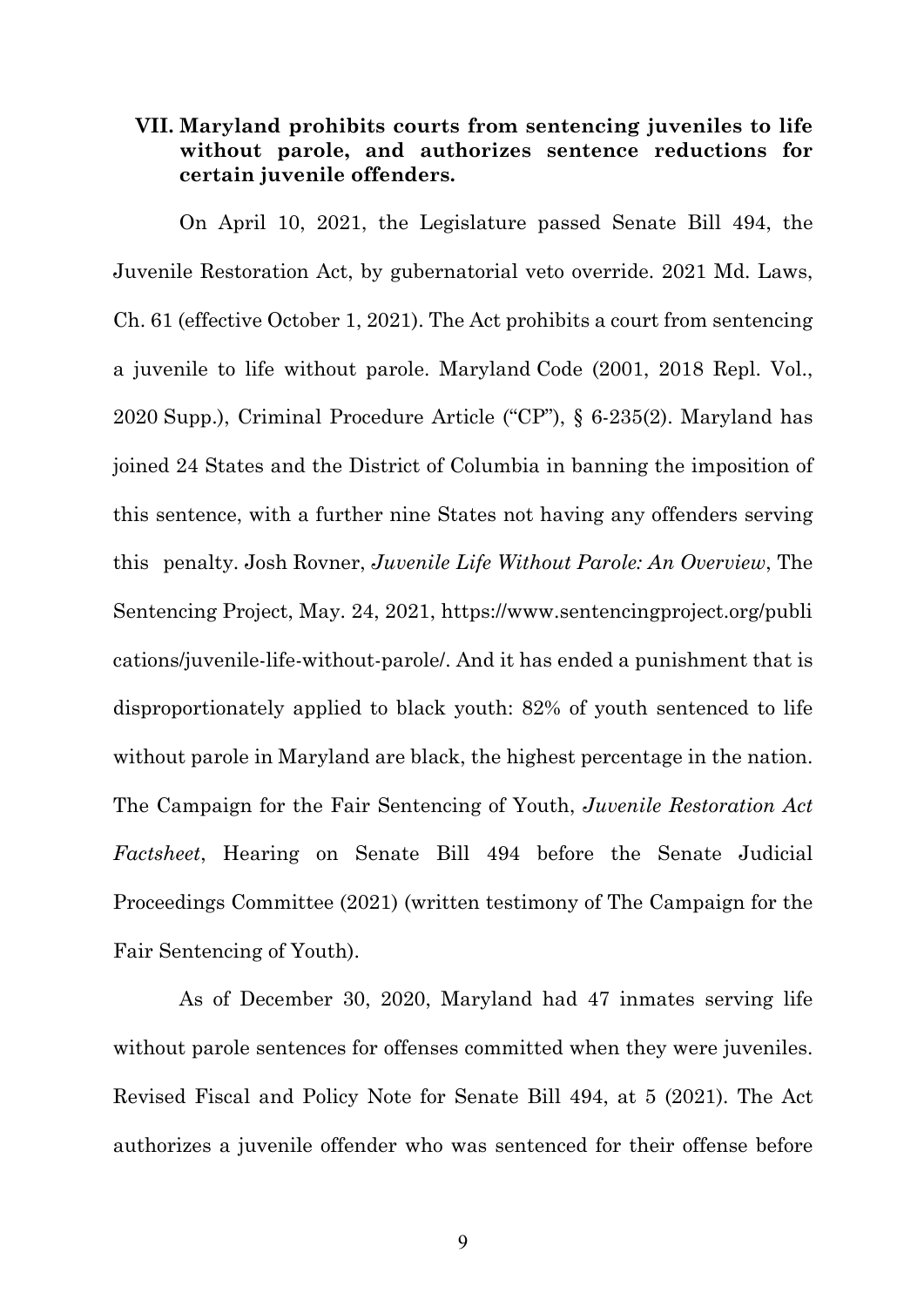### VII. Maryland prohibits courts from sentencing juveniles to life without parole, and authorizes sentence reductions for certain juvenile offenders.

On April 10, 2021, the Legislature passed Senate Bill 494, the Juvenile Restoration Act, by gubernatorial veto override. 2021 Md. Laws, Ch. 61 (effective October 1, 2021). The Act prohibits a court from sentencing a juvenile to life without parole. Maryland Code (2001, 2018 Repl. Vol., 2020 Supp.), Criminal Procedure Article ("CP"), § 6-235(2). Maryland has joined 24 States and the District of Columbia in banning the imposition of this sentence, with a further nine States not having any offenders serving this penalty. Josh Rovner, *Juvenile Life Without Parole: An Overview*, The Sentencing Project, May. 24, 2021, https://www.sentencingproject.org/publications/juvenile-life-without-parole/. And it has ended a punishment that is disproportionately applied to black youth: 82% of youth sentenced to life without parole in Maryland are black, the highest percentage in the nation. The Campaign for the Fair Sentencing of Youth, *Juvenile Restoration Act Factsheet*, Hearing on Senate Bill 494 before the Senate Judicial Proceedings Committee (2021) (written testimony of The Campaign for the Fair Sentencing of Youth).

As of December 30, 2020, Maryland had 47 inmates serving life without parole sentences for offenses committed when they were juveniles. Revised Fiscal and Policy Note for Senate Bill 494, at 5 (2021). The Act authorizes a juvenile offender who was sentenced for their offense before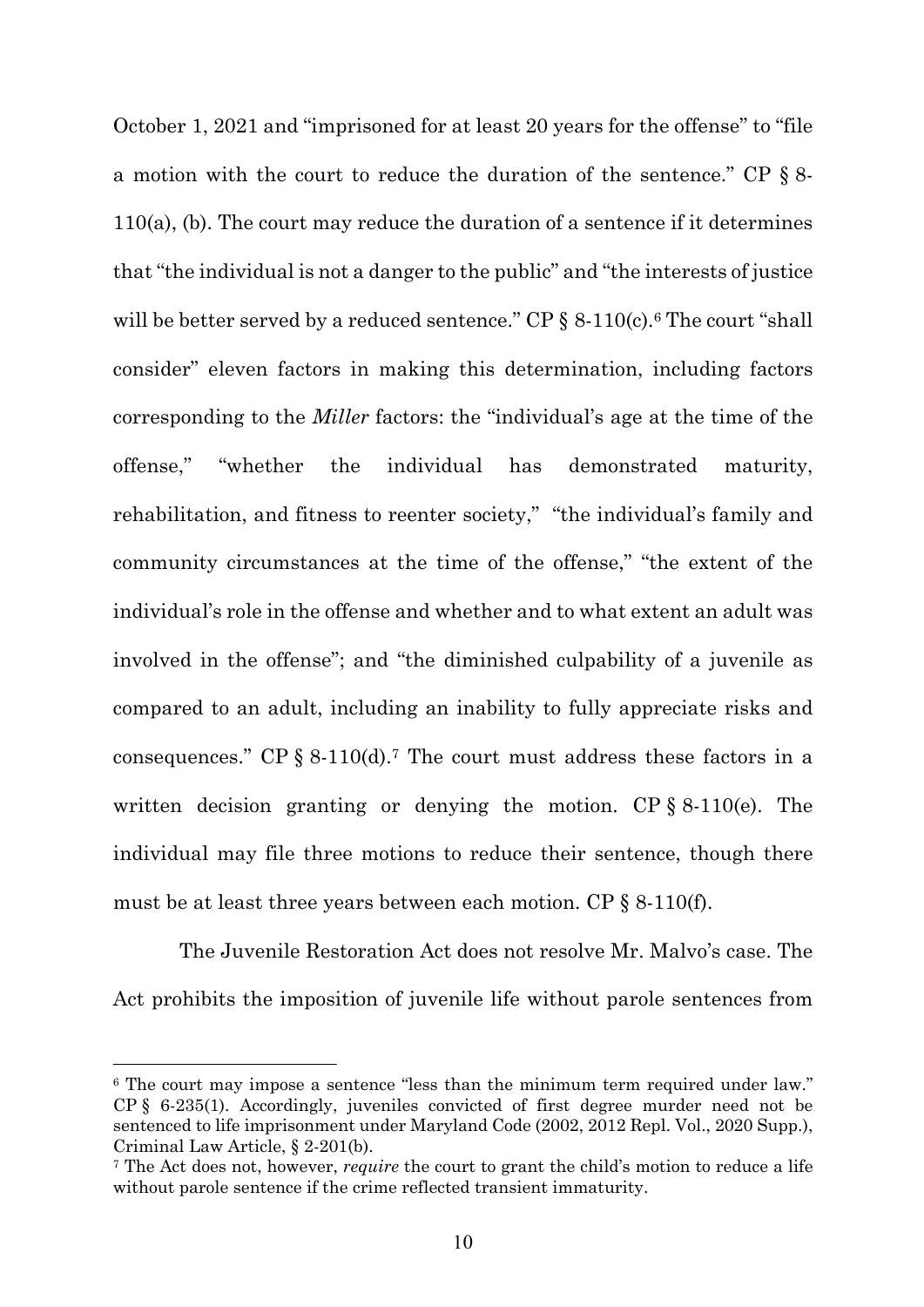October 1, 2021 and "imprisoned for at least 20 years for the offense" to "file a motion with the court to reduce the duration of the sentence." CP § 8-110(a), (b). The court may reduce the duration of a sentence if it determines that "the individual is not a danger to the public" and "the interests of justice will be better served by a reduced sentence." CP § 8-110(c).[6] The court "shall consider" eleven factors in making this determination, including factors corresponding to the *Miller* factors: the "individual's age at the time of the offense," "whether the individual has demonstrated maturity, rehabilitation, and fitness to reenter society," "the individual's family and community circumstances at the time of the offense," "the extent of the individual's role in the offense and whether and to what extent an adult was involved in the offense"; and "the diminished culpability of a juvenile as compared to an adult, including an inability to fully appreciate risks and consequences." CP § 8-110(d).[7] The court must address these factors in a written decision granting or denying the motion. CP § 8-110(e). The individual may file three motions to reduce their sentence, though there must be at least three years between each motion. CP § 8-110(f).

The Juvenile Restoration Act does not resolve Mr. Malvo's case. The Act prohibits the imposition of juvenile life without parole sentences from

---

[6] The court may impose a sentence "less than the minimum term required under law." CP § 6-235(1). Accordingly, juveniles convicted of first degree murder need not be sentenced to life imprisonment under Maryland Code (2002, 2012 Repl. Vol., 2020 Supp.), Criminal Law Article, § 2-201(b).

[7] The Act does not, however, *require* the court to grant the child's motion to reduce a life without parole sentence if the crime reflected transient immaturity.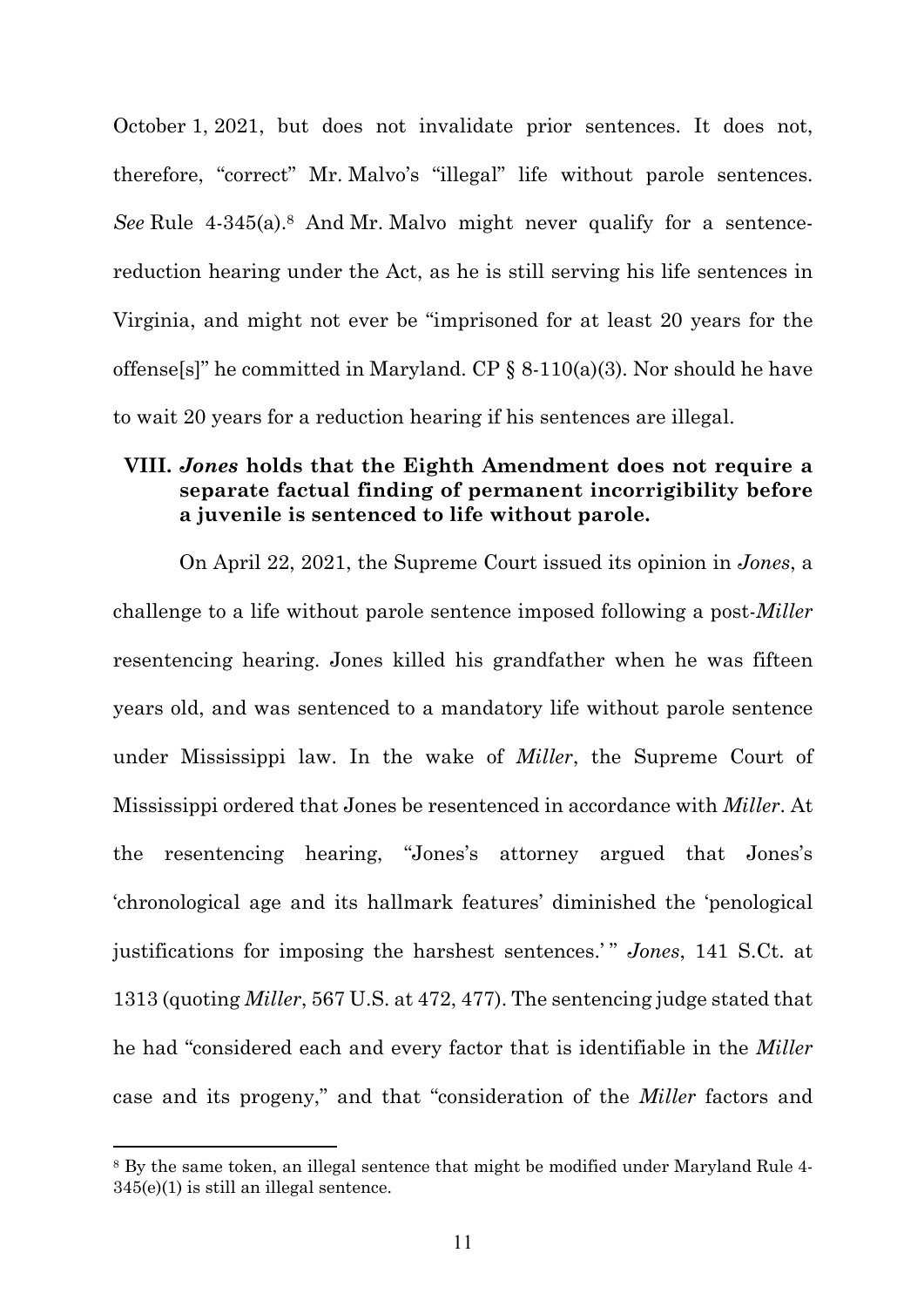October 1, 2021, but does not invalidate prior sentences. It does not, therefore, "correct" Mr. Malvo's "illegal" life without parole sentences. *See* Rule 4-345(a).[8] And Mr. Malvo might never qualify for a sentence-reduction hearing under the Act, as he is still serving his life sentences in Virginia, and might not ever be "imprisoned for at least 20 years for the offense[s]" he committed in Maryland. CP § 8-110(a)(3). Nor should he have to wait 20 years for a reduction hearing if his sentences are illegal.

### VIII. *Jones* holds that the Eighth Amendment does not require a separate factual finding of permanent incorrigibility before a juvenile is sentenced to life without parole.

On April 22, 2021, the Supreme Court issued its opinion in *Jones*, a challenge to a life without parole sentence imposed following a post-*Miller* resentencing hearing. Jones killed his grandfather when he was fifteen years old, and was sentenced to a mandatory life without parole sentence under Mississippi law. In the wake of *Miller*, the Supreme Court of Mississippi ordered that Jones be resentenced in accordance with *Miller*. At the resentencing hearing, "Jones's attorney argued that Jones's 'chronological age and its hallmark features' diminished the 'penological justifications for imposing the harshest sentences.' " *Jones*, 141 S.Ct. at 1313 (quoting *Miller*, 567 U.S. at 472, 477). The sentencing judge stated that he had "considered each and every factor that is identifiable in the *Miller* case and its progeny," and that "consideration of the *Miller* factors and

---

[8] By the same token, an illegal sentence that might be modified under Maryland Rule 4-345(e)(1) is still an illegal sentence.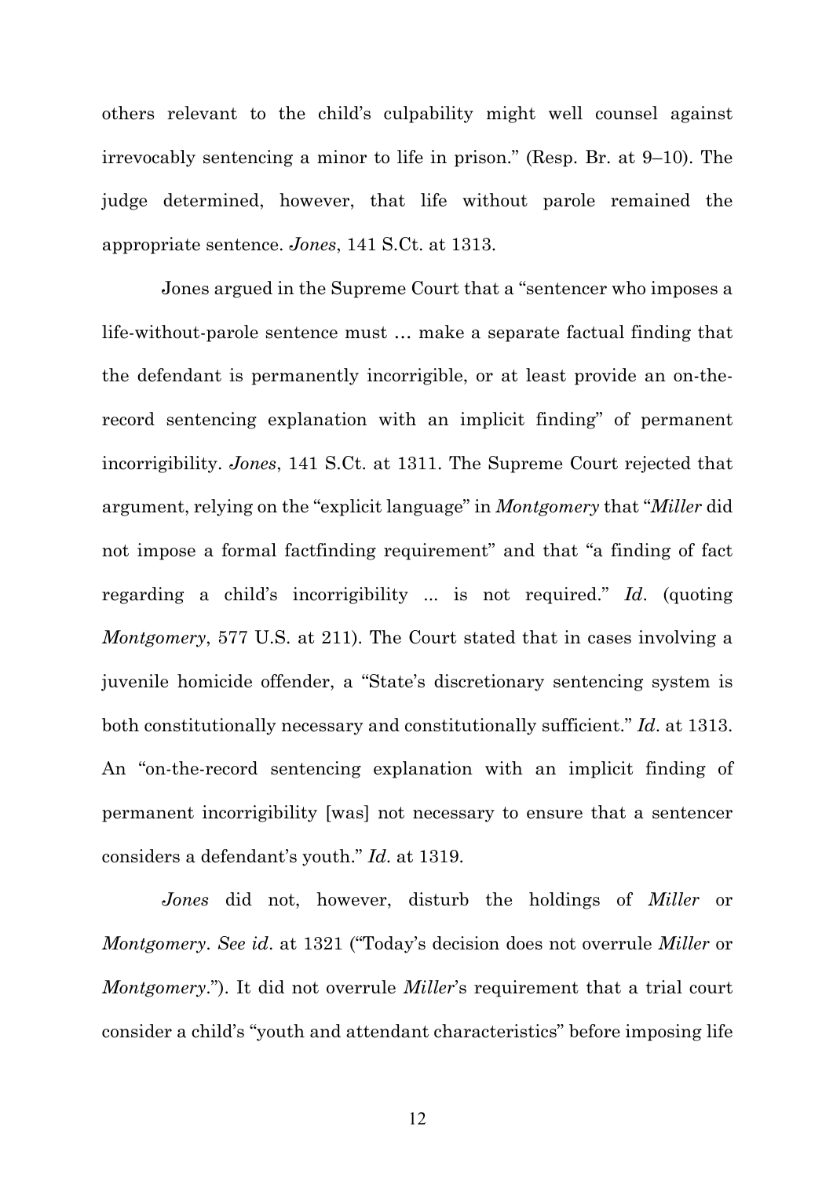others relevant to the child's culpability might well counsel against irrevocably sentencing a minor to life in prison." (Resp. Br. at 9–10). The judge determined, however, that life without parole remained the appropriate sentence. *Jones*, 141 S.Ct. at 1313.

Jones argued in the Supreme Court that a "sentencer who imposes a life-without-parole sentence must … make a separate factual finding that the defendant is permanently incorrigible, or at least provide an on-the-record sentencing explanation with an implicit finding" of permanent incorrigibility. *Jones*, 141 S.Ct. at 1311. The Supreme Court rejected that argument, relying on the "explicit language" in *Montgomery* that "*Miller* did not impose a formal factfinding requirement" and that "a finding of fact regarding a child's incorrigibility ... is not required." *Id*. (quoting *Montgomery*, 577 U.S. at 211). The Court stated that in cases involving a juvenile homicide offender, a "State's discretionary sentencing system is both constitutionally necessary and constitutionally sufficient." *Id*. at 1313. An "on-the-record sentencing explanation with an implicit finding of permanent incorrigibility [was] not necessary to ensure that a sentencer considers a defendant's youth." *Id*. at 1319.

*Jones* did not, however, disturb the holdings of *Miller* or *Montgomery*. *See id*. at 1321 ("Today's decision does not overrule *Miller* or *Montgomery*."). It did not overrule *Miller*'s requirement that a trial court consider a child's "youth and attendant characteristics" before imposing life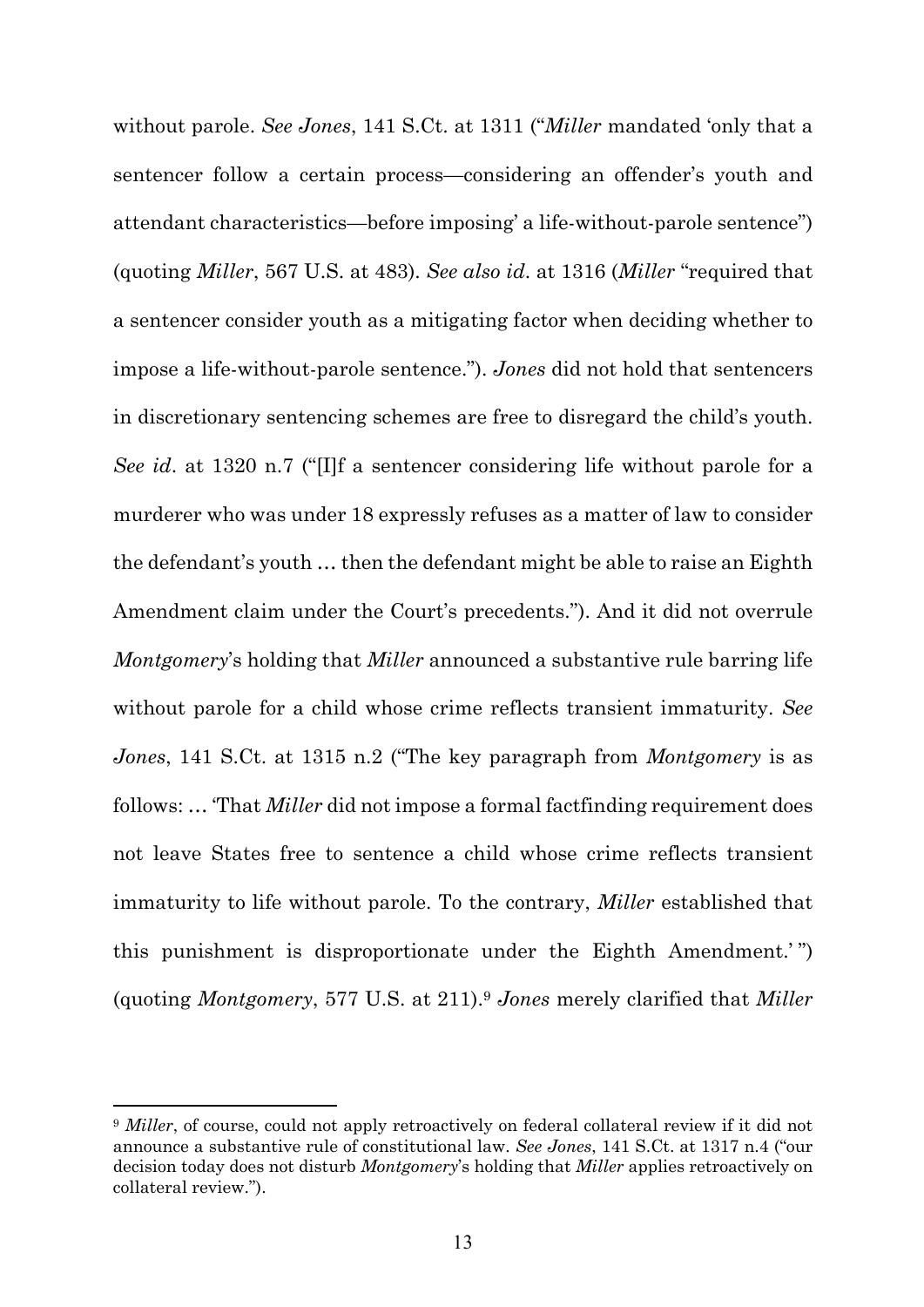without parole. *See Jones*, 141 S.Ct. at 1311 ("*Miller* mandated 'only that a sentencer follow a certain process—considering an offender's youth and attendant characteristics—before imposing' a life-without-parole sentence") (quoting *Miller*, 567 U.S. at 483). *See also id*. at 1316 (*Miller* "required that a sentencer consider youth as a mitigating factor when deciding whether to impose a life-without-parole sentence."). *Jones* did not hold that sentencers in discretionary sentencing schemes are free to disregard the child's youth. *See id*. at 1320 n.7 ("[I]f a sentencer considering life without parole for a murderer who was under 18 expressly refuses as a matter of law to consider the defendant's youth … then the defendant might be able to raise an Eighth Amendment claim under the Court's precedents."). And it did not overrule *Montgomery*'s holding that *Miller* announced a substantive rule barring life without parole for a child whose crime reflects transient immaturity. *See Jones*, 141 S.Ct. at 1315 n.2 ("The key paragraph from *Montgomery* is as follows: … 'That *Miller* did not impose a formal factfinding requirement does not leave States free to sentence a child whose crime reflects transient immaturity to life without parole. To the contrary, *Miller* established that this punishment is disproportionate under the Eighth Amendment.' ") (quoting *Montgomery*, 577 U.S. at 211).[9] *Jones* merely clarified that *Miller*

---

[9] *Miller*, of course, could not apply retroactively on federal collateral review if it did not announce a substantive rule of constitutional law. *See Jones*, 141 S.Ct. at 1317 n.4 ("our decision today does not disturb *Montgomery*'s holding that *Miller* applies retroactively on collateral review.").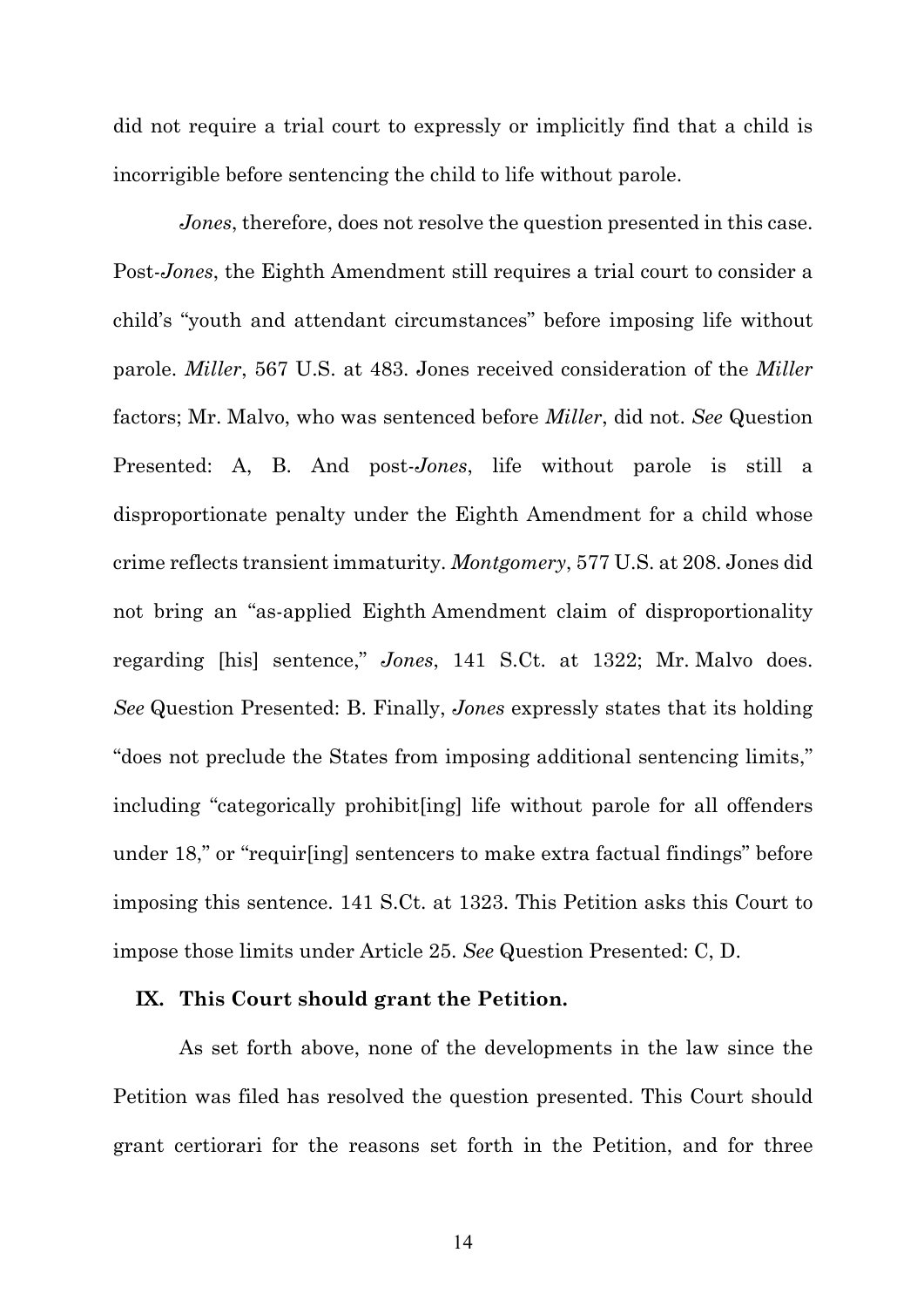did not require a trial court to expressly or implicitly find that a child is incorrigible before sentencing the child to life without parole.

*Jones*, therefore, does not resolve the question presented in this case. Post-*Jones*, the Eighth Amendment still requires a trial court to consider a child's "youth and attendant circumstances" before imposing life without parole. *Miller*, 567 U.S. at 483. Jones received consideration of the *Miller* factors; Mr. Malvo, who was sentenced before *Miller*, did not. *See* Question Presented: A, B. And post-*Jones*, life without parole is still a disproportionate penalty under the Eighth Amendment for a child whose crime reflects transient immaturity. *Montgomery*, 577 U.S. at 208. Jones did not bring an "as-applied Eighth Amendment claim of disproportionality regarding [his] sentence," *Jones*, 141 S.Ct. at 1322; Mr. Malvo does. *See* Question Presented: B. Finally, *Jones* expressly states that its holding "does not preclude the States from imposing additional sentencing limits," including "categorically prohibit[ing] life without parole for all offenders under 18," or "requir[ing] sentencers to make extra factual findings" before imposing this sentence. 141 S.Ct. at 1323. This Petition asks this Court to impose those limits under Article 25. *See* Question Presented: C, D.

## IX. This Court should grant the Petition.

As set forth above, none of the developments in the law since the Petition was filed has resolved the question presented. This Court should grant certiorari for the reasons set forth in the Petition, and for three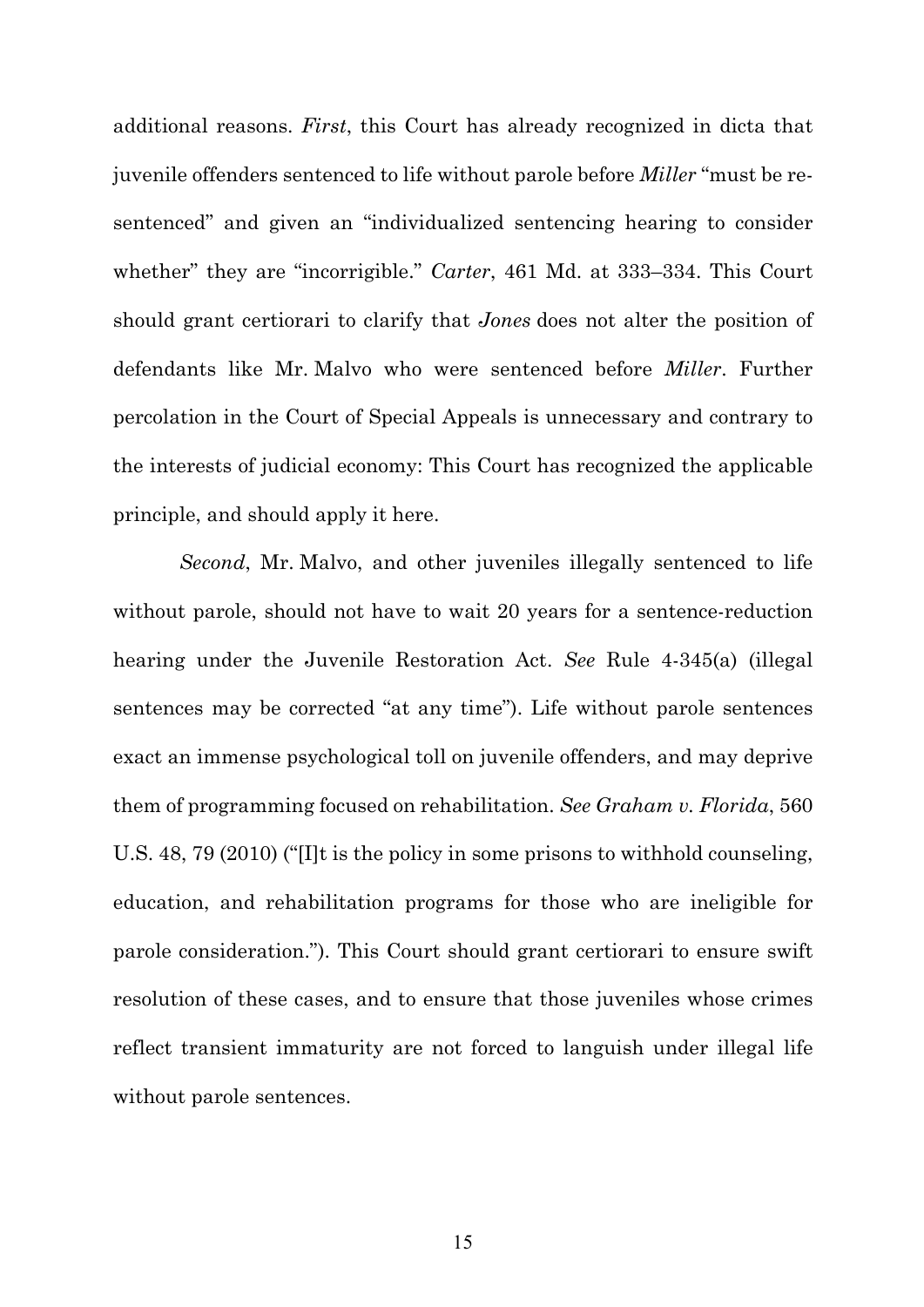additional reasons. *First*, this Court has already recognized in dicta that juvenile offenders sentenced to life without parole before *Miller* "must be re-sentenced" and given an "individualized sentencing hearing to consider whether" they are "incorrigible." *Carter*, 461 Md. at 333–334. This Court should grant certiorari to clarify that *Jones* does not alter the position of defendants like Mr. Malvo who were sentenced before *Miller*. Further percolation in the Court of Special Appeals is unnecessary and contrary to the interests of judicial economy: This Court has recognized the applicable principle, and should apply it here.

*Second*, Mr. Malvo, and other juveniles illegally sentenced to life without parole, should not have to wait 20 years for a sentence-reduction hearing under the Juvenile Restoration Act. *See* Rule 4-345(a) (illegal sentences may be corrected "at any time"). Life without parole sentences exact an immense psychological toll on juvenile offenders, and may deprive them of programming focused on rehabilitation. *See Graham v. Florida*, 560 U.S. 48, 79 (2010) ("[I]t is the policy in some prisons to withhold counseling, education, and rehabilitation programs for those who are ineligible for parole consideration."). This Court should grant certiorari to ensure swift resolution of these cases, and to ensure that those juveniles whose crimes reflect transient immaturity are not forced to languish under illegal life without parole sentences.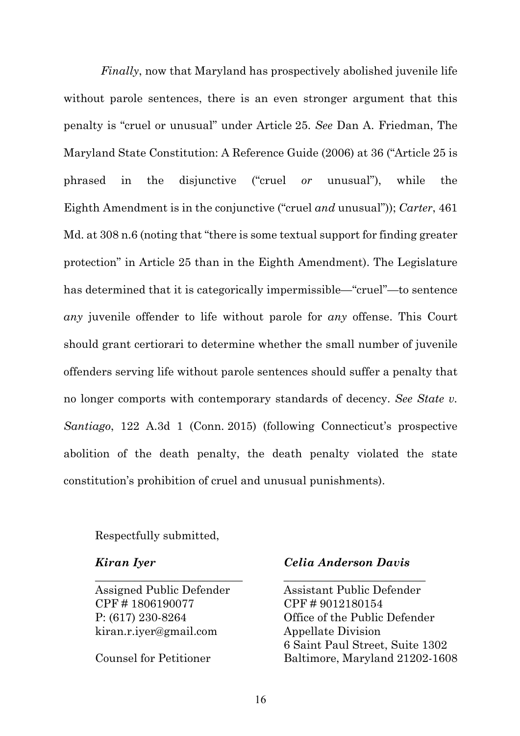*Finally*, now that Maryland has prospectively abolished juvenile life without parole sentences, there is an even stronger argument that this penalty is "cruel or unusual" under Article 25. *See* Dan A. Friedman, The Maryland State Constitution: A Reference Guide (2006) at 36 ("Article 25 is phrased in the disjunctive ("cruel *or* unusual"), while the Eighth Amendment is in the conjunctive ("cruel *and* unusual")); *Carter*, 461 Md. at 308 n.6 (noting that "there is some textual support for finding greater protection" in Article 25 than in the Eighth Amendment). The Legislature has determined that it is categorically impermissible—"cruel"—to sentence *any* juvenile offender to life without parole for *any* offense. This Court should grant certiorari to determine whether the small number of juvenile offenders serving life without parole sentences should suffer a penalty that no longer comports with contemporary standards of decency. *See State v. Santiago*, 122 A.3d 1 (Conn. 2015) (following Connecticut's prospective abolition of the death penalty, the death penalty violated the state constitution's prohibition of cruel and unusual punishments).

Respectfully submitted,

***Kiran Iyer***
\_\_\_\_\_\_\_\_\_\_\_\_\_\_\_\_\_\_\_\_\_\_\_\_\_\_
Assigned Public Defender
CPF # 1806190077
P: (617) 230-8264
kiran.r.iyer@gmail.com

Counsel for Petitioner

***Celia Anderson Davis***
\_\_\_\_\_\_\_\_\_\_\_\_\_\_\_\_\_\_\_\_\_\_\_\_\_\_
Assistant Public Defender
CPF # 9012180154
Office of the Public Defender
Appellate Division
6 Saint Paul Street, Suite 1302
Baltimore, Maryland 21202-1608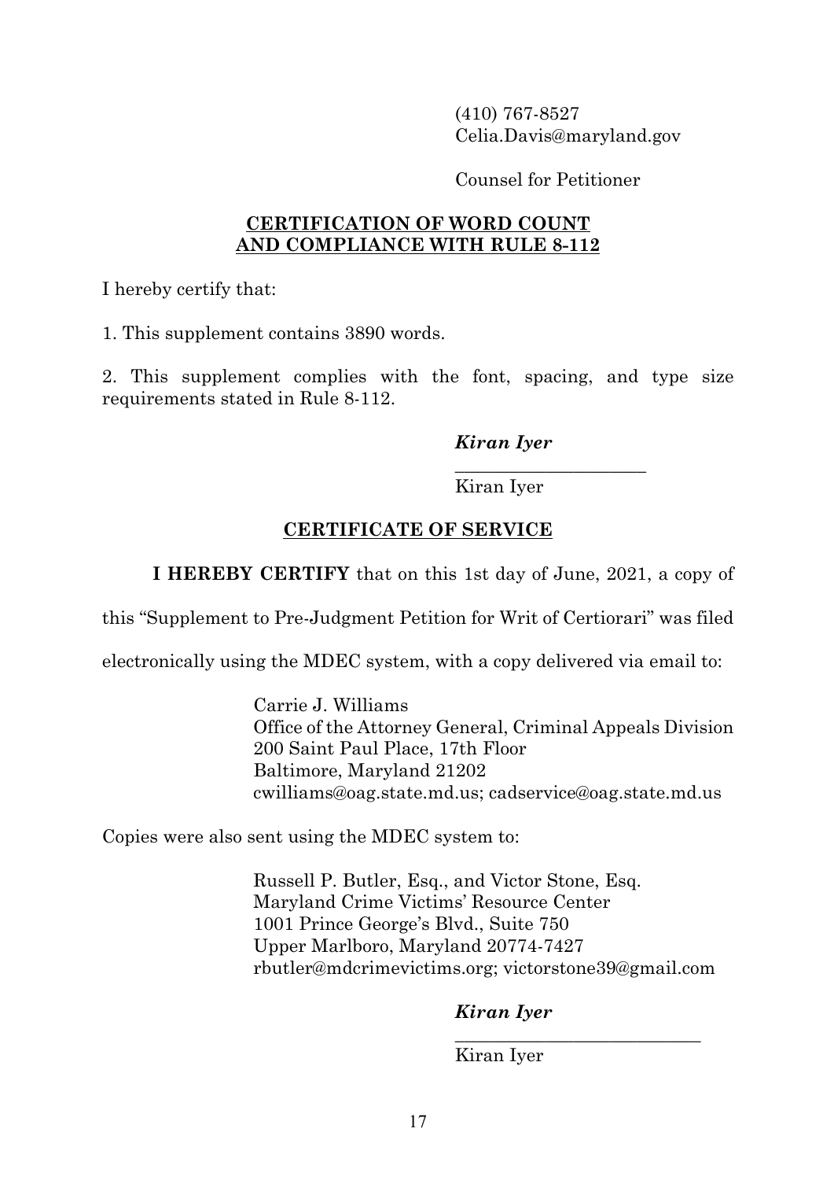(410) 767-8527
Celia.Davis@maryland.gov

Counsel for Petitioner

## CERTIFICATION OF WORD COUNT AND COMPLIANCE WITH RULE 8-112

I hereby certify that:

1. This supplement contains 3890 words.

2. This supplement complies with the font, spacing, and type size requirements stated in Rule 8-112.

***Kiran Iyer***
\_\_\_\_\_\_\_\_\_\_\_\_\_\_\_\_\_\_\_\_\_
Kiran Iyer

## CERTIFICATE OF SERVICE

**I HEREBY CERTIFY** that on this 1st day of June, 2021, a copy of this "Supplement to Pre-Judgment Petition for Writ of Certiorari" was filed electronically using the MDEC system, with a copy delivered via email to:

Carrie J. Williams
Office of the Attorney General, Criminal Appeals Division
200 Saint Paul Place, 17th Floor
Baltimore, Maryland 21202
cwilliams@oag.state.md.us; cadservice@oag.state.md.us

Copies were also sent using the MDEC system to:

Russell P. Butler, Esq., and Victor Stone, Esq.
Maryland Crime Victims' Resource Center
1001 Prince George's Blvd., Suite 750
Upper Marlboro, Maryland 20774-7427
rbutler@mdcrimevictims.org; victorstone39@gmail.com

***Kiran Iyer***
\_\_\_\_\_\_\_\_\_\_\_\_\_\_\_\_\_\_\_\_\_\_\_\_\_\_\_
Kiran Iyer